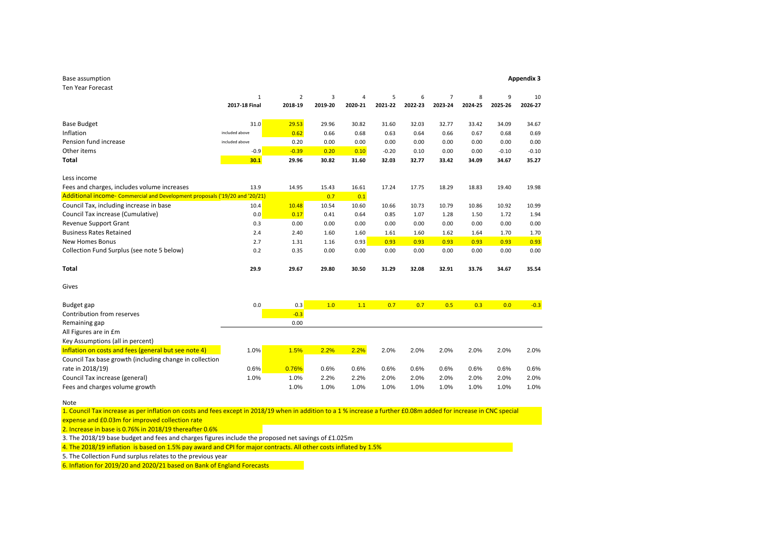Base assumption

**Appendix 3**

Ten Year Forecast

| | 1 | 2 | 3 | 4 | 5 | 6 | 7 | 8 | 9 | 10 |
|---|---|---|---|---|---|---|---|---|---|---|
| | **2017-18 Final** | **2018-19** | **2019-20** | **2020-21** | **2021-22** | **2022-23** | **2023-24** | **2024-25** | **2025-26** | **2026-27** |
| Base Budget | 31.0 | 29.53 | 29.96 | 30.82 | 31.60 | 32.03 | 32.77 | 33.42 | 34.09 | 34.67 |
| Inflation | included above | 0.62 | 0.66 | 0.68 | 0.63 | 0.64 | 0.66 | 0.67 | 0.68 | 0.69 |
| Pension fund increase | included above | | 0.20 | 0.00 | 0.00 | 0.00 | 0.00 | 0.00 | 0.00 | 0.00 |
| Other items | -0.9 | -0.39 | 0.20 | 0.10 | -0.20 | 0.10 | 0.00 | 0.00 | -0.10 | -0.10 |
| **Total** | **30.1** | **29.96** | **30.82** | **31.60** | **32.03** | **32.77** | **33.42** | **34.09** | **34.67** | **35.27** |
| Less income | | | | | | | | | | |
| Fees and charges, includes volume increases | 13.9 | 14.95 | 15.43 | 16.61 | 17.24 | 17.75 | 18.29 | 18.83 | 19.40 | 19.98 |
| Additional income- Commercial and Development proposals ('19/20 and '20/21) | | | 0.7 | 0.1 | | | | | | |
| Council Tax, including increase in base | 10.4 | 10.48 | 10.54 | 10.60 | 10.66 | 10.73 | 10.79 | 10.86 | 10.92 | 10.99 |
| Council Tax increase (Cumulative) | 0.0 | 0.17 | 0.41 | 0.64 | 0.85 | 1.07 | 1.28 | 1.50 | 1.72 | 1.94 |
| Revenue Support Grant | 0.3 | 0.00 | 0.00 | 0.00 | 0.00 | 0.00 | 0.00 | 0.00 | 0.00 | 0.00 |
| Business Rates Retained | 2.4 | 2.40 | 1.60 | 1.60 | 1.61 | 1.60 | 1.62 | 1.64 | 1.70 | 1.70 |
| New Homes Bonus | 2.7 | 1.31 | 1.16 | 0.93 | 0.93 | 0.93 | 0.93 | 0.93 | 0.93 | 0.93 |
| Collection Fund Surplus (see note 5 below) | 0.2 | 0.35 | 0.00 | 0.00 | 0.00 | 0.00 | 0.00 | 0.00 | 0.00 | 0.00 |
| **Total** | **29.9** | **29.67** | **29.80** | **30.50** | **31.29** | **32.08** | **32.91** | **33.76** | **34.67** | **35.54** |
| Gives | | | | | | | | | | |
| Budget gap | 0.0 | 0.3 | 1.0 | 1.1 | 0.7 | 0.7 | 0.5 | 0.3 | 0.0 | -0.3 |
| Contribution from reserves | | -0.3 | | | | | | | | |
| Remaining gap | | 0.00 | | | | | | | | |

All Figures are in £m

Key Assumptions (all in percent)

| | 2017-18 Final | 2018-19 | 2019-20 | 2020-21 | 2021-22 | 2022-23 | 2023-24 | 2024-25 | 2025-26 | 2026-27 |
|---|---|---|---|---|---|---|---|---|---|---|
| Inflation on costs and fees (general but see note 4) | 1.0% | 1.5% | 2.2% | 2.2% | 2.0% | 2.0% | 2.0% | 2.0% | 2.0% | 2.0% |
| Council Tax base growth (including change in collection rate in 2018/19) | 0.6% | 0.76% | 0.6% | 0.6% | 0.6% | 0.6% | 0.6% | 0.6% | 0.6% | 0.6% |
| Council Tax increase (general) | 1.0% | 1.0% | 2.2% | 2.2% | 2.0% | 2.0% | 2.0% | 2.0% | 2.0% | 2.0% |
| Fees and charges volume growth | | 1.0% | 1.0% | 1.0% | 1.0% | 1.0% | 1.0% | 1.0% | 1.0% | 1.0% |

Note

1. Council Tax increase as per inflation on costs and fees except in 2018/19 when in addition to a 1 % increase a further £0.08m added for increase in CNC special expense and £0.03m for improved collection rate
2. Increase in base is 0.76% in 2018/19 thereafter 0.6%
3. The 2018/19 base budget and fees and charges figures include the proposed net savings of £1.025m
4. The 2018/19 inflation is based on 1.5% pay award and CPI for major contracts. All other costs inflated by 1.5%
5. The Collection Fund surplus relates to the previous year
6. Inflation for 2019/20 and 2020/21 based on Bank of England Forecasts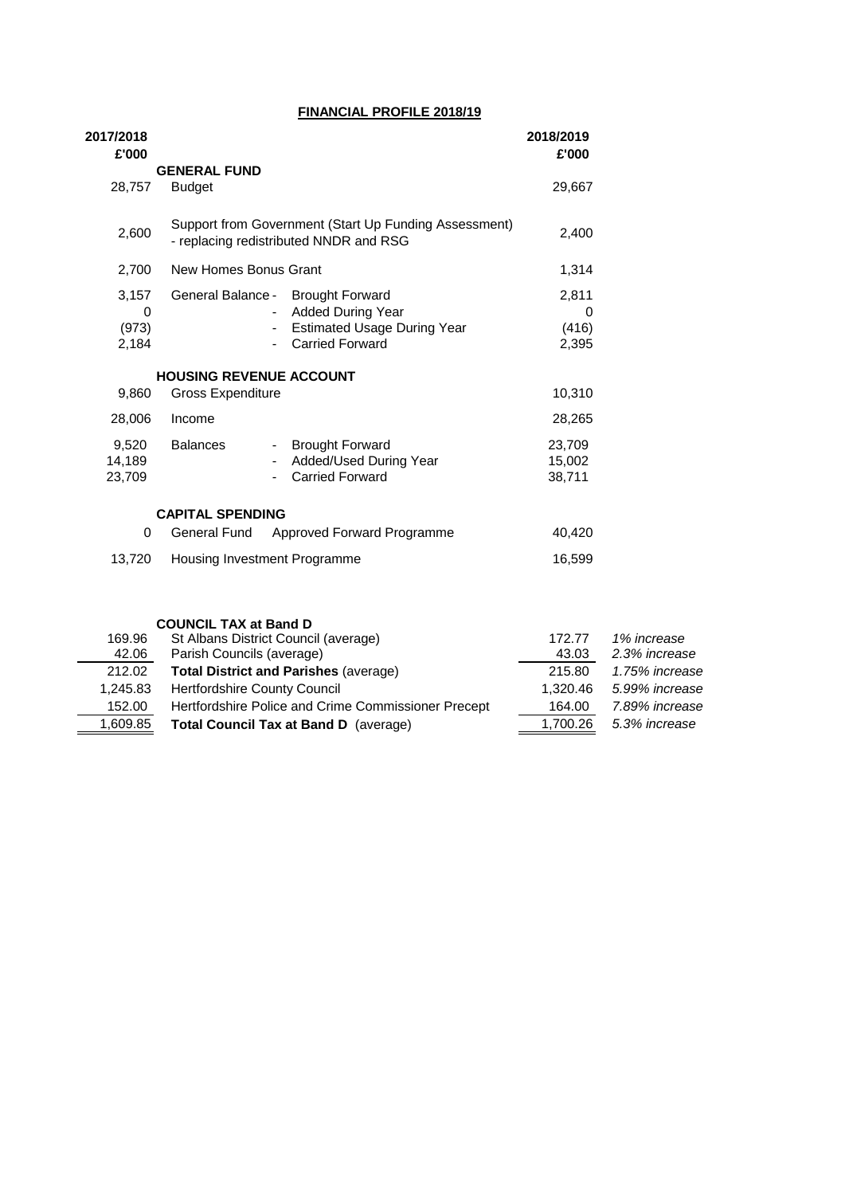# FINANCIAL PROFILE 2018/19

| 2017/2018 £'000 | | | 2018/2019 £'000 |
|---|---|---|---|
| | **GENERAL FUND** | | |
| 28,757 | Budget | | 29,667 |
| 2,600 | Support from Government (Start Up Funding Assessment) - replacing redistributed NNDR and RSG | | 2,400 |
| 2,700 | New Homes Bonus Grant | | 1,314 |
| 3,157 | General Balance - | Brought Forward | 2,811 |
| 0 | - | Added During Year | 0 |
| (973) | - | Estimated Usage During Year | (416) |
| 2,184 | - | Carried Forward | 2,395 |
| | **HOUSING REVENUE ACCOUNT** | | |
| 9,860 | Gross Expenditure | | 10,310 |
| 28,006 | Income | | 28,265 |
| 9,520 | Balances - | Brought Forward | 23,709 |
| 14,189 | - | Added/Used During Year | 15,002 |
| 23,709 | - | Carried Forward | 38,711 |
| | **CAPITAL SPENDING** | | |
| 0 | General Fund | Approved Forward Programme | 40,420 |
| 13,720 | Housing Investment Programme | | 16,599 |

| 2017/2018 | **COUNCIL TAX at Band D** | 2018/2019 | |
|---|---|---|---|
| 169.96 | St Albans District Council (average) | 172.77 | *1% increase* |
| 42.06 | Parish Councils (average) | 43.03 | *2.3% increase* |
| 212.02 | **Total District and Parishes** (average) | 215.80 | *1.75% increase* |
| 1,245.83 | Hertfordshire County Council | 1,320.46 | *5.99% increase* |
| 152.00 | Hertfordshire Police and Crime Commissioner Precept | 164.00 | *7.89% increase* |
| 1,609.85 | **Total Council Tax at Band D** (average) | 1,700.26 | *5.3% increase* |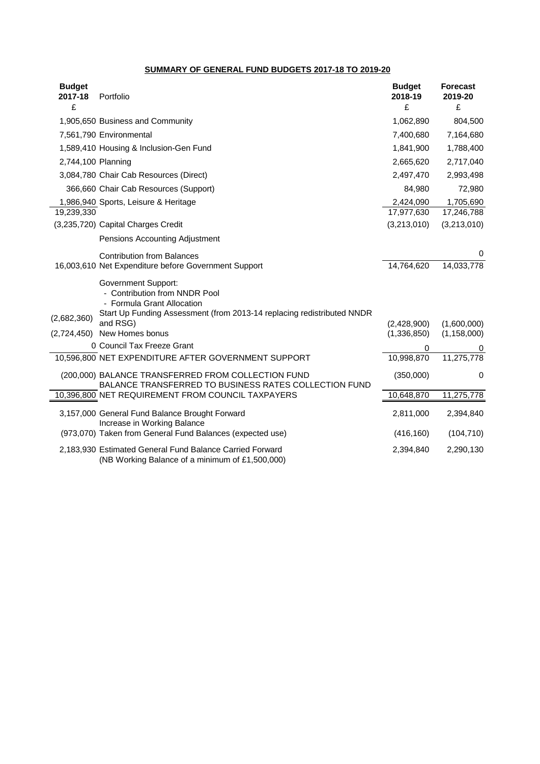## SUMMARY OF GENERAL FUND BUDGETS 2017-18 TO 2019-20

| Budget 2017-18 £ | Portfolio | Budget 2018-19 £ | Forecast 2019-20 £ |
|---|---|---|---|
| 1,905,650 | Business and Community | 1,062,890 | 804,500 |
| 7,561,790 | Environmental | 7,400,680 | 7,164,680 |
| 1,589,410 | Housing & Inclusion-Gen Fund | 1,841,900 | 1,788,400 |
| 2,744,100 | Planning | 2,665,620 | 2,717,040 |
| 3,084,780 | Chair Cab Resources (Direct) | 2,497,470 | 2,993,498 |
| 366,660 | Chair Cab Resources (Support) | 84,980 | 72,980 |
| 1,986,940 | Sports, Leisure & Heritage | 2,424,090 | 1,705,690 |
| 19,239,330 | | 17,977,630 | 17,246,788 |
| (3,235,720) | Capital Charges Credit | (3,213,010) | (3,213,010) |
| | Pensions Accounting Adjustment | | |
| | Contribution from Balances | | 0 |
| 16,003,610 | Net Expenditure before Government Support | 14,764,620 | 14,033,778 |
| | Government Support: | | |
| | - Contribution from NNDR Pool | | |
| | - Formula Grant Allocation | | |
| (2,682,360) | Start Up Funding Assessment (from 2013-14 replacing redistributed NNDR and RSG) | (2,428,900) | (1,600,000) |
| (2,724,450) | New Homes bonus | (1,336,850) | (1,158,000) |
| 0 | Council Tax Freeze Grant | 0 | 0 |
| 10,596,800 | NET EXPENDITURE AFTER GOVERNMENT SUPPORT | 10,998,870 | 11,275,778 |
| (200,000) | BALANCE TRANSFERRED FROM COLLECTION FUND | (350,000) | 0 |
| | BALANCE TRANSFERRED TO BUSINESS RATES COLLECTION FUND | | |
| 10,396,800 | NET REQUIREMENT FROM COUNCIL TAXPAYERS | 10,648,870 | 11,275,778 |
| 3,157,000 | General Fund Balance Brought Forward | 2,811,000 | 2,394,840 |
| | Increase in Working Balance | | |
| (973,070) | Taken from General Fund Balances (expected use) | (416,160) | (104,710) |
| 2,183,930 | Estimated General Fund Balance Carried Forward (NB Working Balance of a minimum of £1,500,000) | 2,394,840 | 2,290,130 |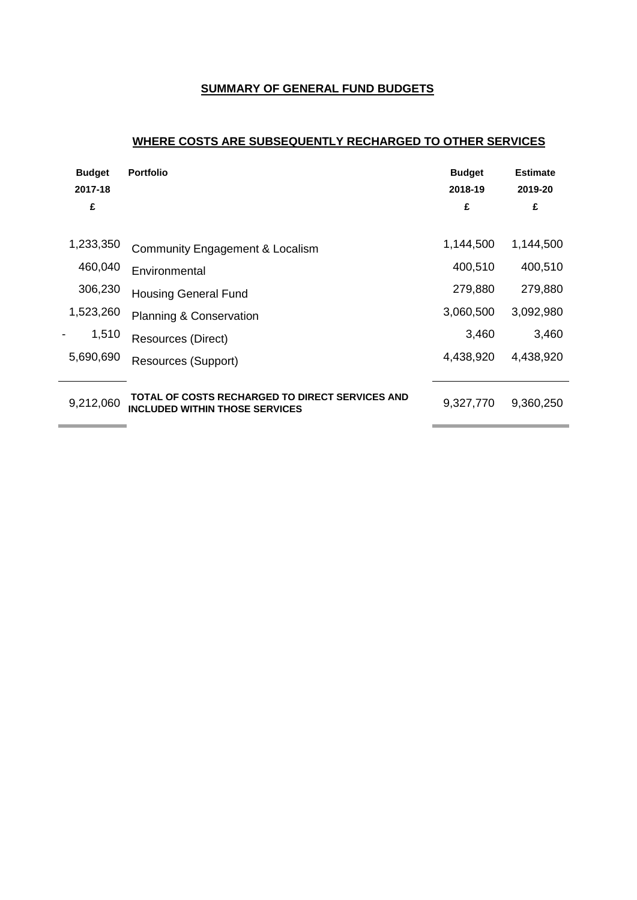## SUMMARY OF GENERAL FUND BUDGETS

## WHERE COSTS ARE SUBSEQUENTLY RECHARGED TO OTHER SERVICES

| Budget 2017-18 £ | Portfolio | Budget 2018-19 £ | Estimate 2019-20 £ |
|---|---|---|---|
| 1,233,350 | Community Engagement & Localism | 1,144,500 | 1,144,500 |
| 460,040 | Environmental | 400,510 | 400,510 |
| 306,230 | Housing General Fund | 279,880 | 279,880 |
| 1,523,260 | Planning & Conservation | 3,060,500 | 3,092,980 |
| - 1,510 | Resources (Direct) | 3,460 | 3,460 |
| 5,690,690 | Resources (Support) | 4,438,920 | 4,438,920 |
| 9,212,060 | **TOTAL OF COSTS RECHARGED TO DIRECT SERVICES AND INCLUDED WITHIN THOSE SERVICES** | 9,327,770 | 9,360,250 |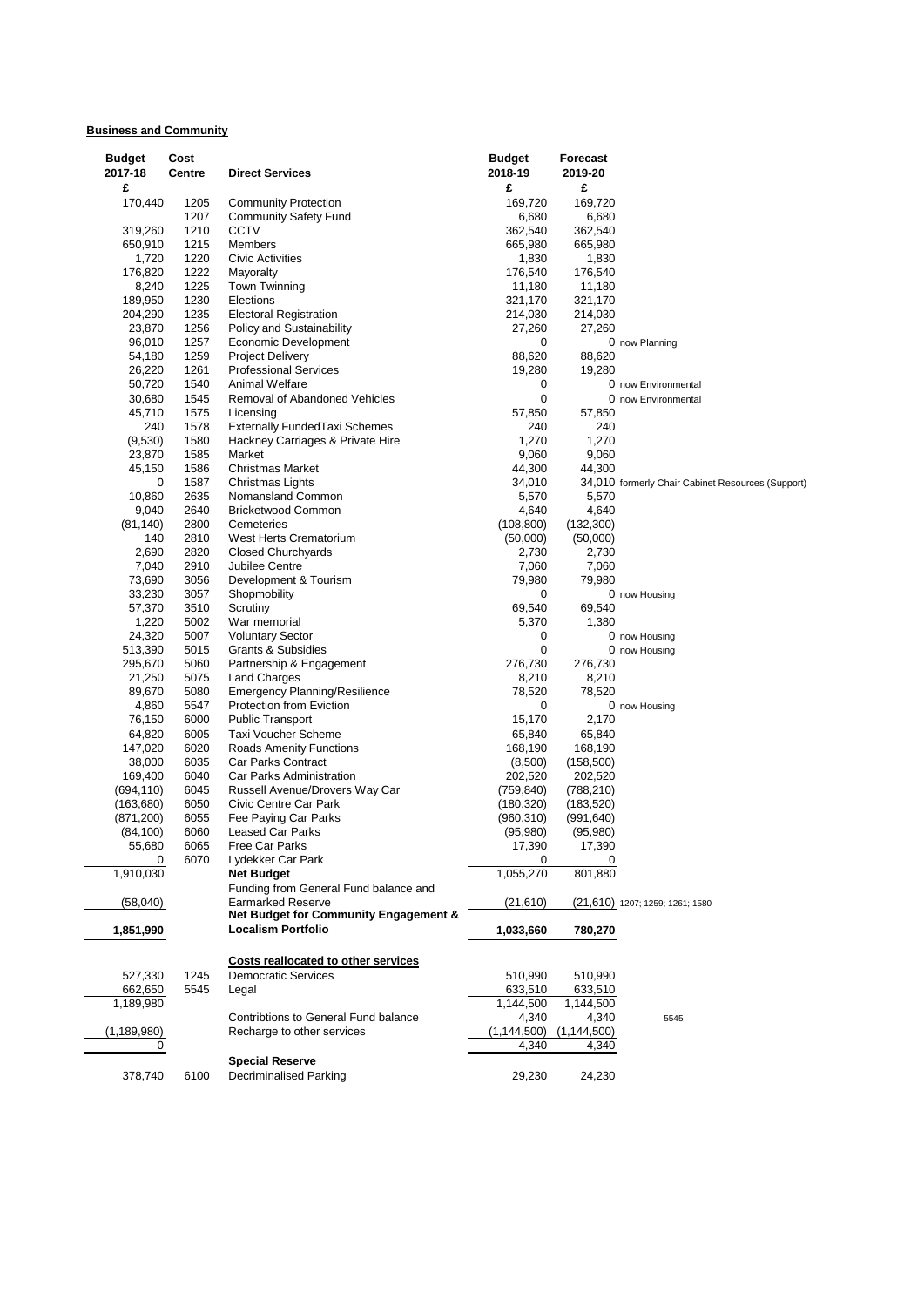**Business and Community**

| Budget 2017-18 | Cost Centre | Direct Services | Budget 2018-19 | Forecast 2019-20 | |
|---|---|---|---|---|---|
| £ | | | £ | £ | |
| 170,440 | 1205 | Community Protection | 169,720 | 169,720 | |
| | 1207 | Community Safety Fund | 6,680 | 6,680 | |
| 319,260 | 1210 | CCTV | 362,540 | 362,540 | |
| 650,910 | 1215 | Members | 665,980 | 665,980 | |
| 1,720 | 1220 | Civic Activities | 1,830 | 1,830 | |
| 176,820 | 1222 | Mayoralty | 176,540 | 176,540 | |
| 8,240 | 1225 | Town Twinning | 11,180 | 11,180 | |
| 189,950 | 1230 | Elections | 321,170 | 321,170 | |
| 204,290 | 1235 | Electoral Registration | 214,030 | 214,030 | |
| 23,870 | 1256 | Policy and Sustainability | 27,260 | 27,260 | |
| 96,010 | 1257 | Economic Development | 0 | 0 | now Planning |
| 54,180 | 1259 | Project Delivery | 88,620 | 88,620 | |
| 26,220 | 1261 | Professional Services | 19,280 | 19,280 | |
| 50,720 | 1540 | Animal Welfare | 0 | 0 | now Environmental |
| 30,680 | 1545 | Removal of Abandoned Vehicles | 0 | 0 | now Environmental |
| 45,710 | 1575 | Licensing | 57,850 | 57,850 | |
| 240 | 1578 | Externally FundedTaxi Schemes | 240 | 240 | |
| (9,530) | 1580 | Hackney Carriages & Private Hire | 1,270 | 1,270 | |
| 23,870 | 1585 | Market | 9,060 | 9,060 | |
| 45,150 | 1586 | Christmas Market | 44,300 | 44,300 | |
| 0 | 1587 | Christmas Lights | 34,010 | 34,010 | formerly Chair Cabinet Resources (Support) |
| 10,860 | 2635 | Nomansland Common | 5,570 | 5,570 | |
| 9,040 | 2640 | Bricketwood Common | 4,640 | 4,640 | |
| (81,140) | 2800 | Cemeteries | (108,800) | (132,300) | |
| 140 | 2810 | West Herts Crematorium | (50,000) | (50,000) | |
| 2,690 | 2820 | Closed Churchyards | 2,730 | 2,730 | |
| 7,040 | 2910 | Jubilee Centre | 7,060 | 7,060 | |
| 73,690 | 3056 | Development & Tourism | 79,980 | 79,980 | |
| 33,230 | 3057 | Shopmobility | 0 | 0 | now Housing |
| 57,370 | 3510 | Scrutiny | 69,540 | 69,540 | |
| 1,220 | 5002 | War memorial | 5,370 | 1,380 | |
| 24,320 | 5007 | Voluntary Sector | 0 | 0 | now Housing |
| 513,390 | 5015 | Grants & Subsidies | 0 | 0 | now Housing |
| 295,670 | 5060 | Partnership & Engagement | 276,730 | 276,730 | |
| 21,250 | 5075 | Land Charges | 8,210 | 8,210 | |
| 89,670 | 5080 | Emergency Planning/Resilience | 78,520 | 78,520 | |
| 4,860 | 5547 | Protection from Eviction | 0 | 0 | now Housing |
| 76,150 | 6000 | Public Transport | 15,170 | 2,170 | |
| 64,820 | 6005 | Taxi Voucher Scheme | 65,840 | 65,840 | |
| 147,020 | 6020 | Roads Amenity Functions | 168,190 | 168,190 | |
| 38,000 | 6035 | Car Parks Contract | (8,500) | (158,500) | |
| 169,400 | 6040 | Car Parks Administration | 202,520 | 202,520 | |
| (694,110) | 6045 | Russell Avenue/Drovers Way Car | (759,840) | (788,210) | |
| (163,680) | 6050 | Civic Centre Car Park | (180,320) | (183,520) | |
| (871,200) | 6055 | Fee Paying Car Parks | (960,310) | (991,640) | |
| (84,100) | 6060 | Leased Car Parks | (95,980) | (95,980) | |
| 55,680 | 6065 | Free Car Parks | 17,390 | 17,390 | |
| 0 | 6070 | Lydekker Car Park | 0 | 0 | |
| 1,910,030 | | **Net Budget** | 1,055,270 | 801,880 | |
| (58,040) | | Funding from General Fund balance and Earmarked Reserve | (21,610) | (21,610) | 1207; 1259; 1261; 1580 |
| **1,851,990** | | **Net Budget for Community Engagement & Localism Portfolio** | **1,033,660** | **780,270** | |
| | | **Costs reallocated to other services** | | | |
| 527,330 | 1245 | Democratic Services | 510,990 | 510,990 | |
| 662,650 | 5545 | Legal | 633,510 | 633,510 | |
| 1,189,980 | | | 1,144,500 | 1,144,500 | |
| | | Contribtions to General Fund balance | 4,340 | 4,340 | 5545 |
| (1,189,980) | | Recharge to other services | (1,144,500) | (1,144,500) | |
| 0 | | | 4,340 | 4,340 | |
| | | **Special Reserve** | | | |
| 378,740 | 6100 | Decriminalised Parking | 29,230 | 24,230 | |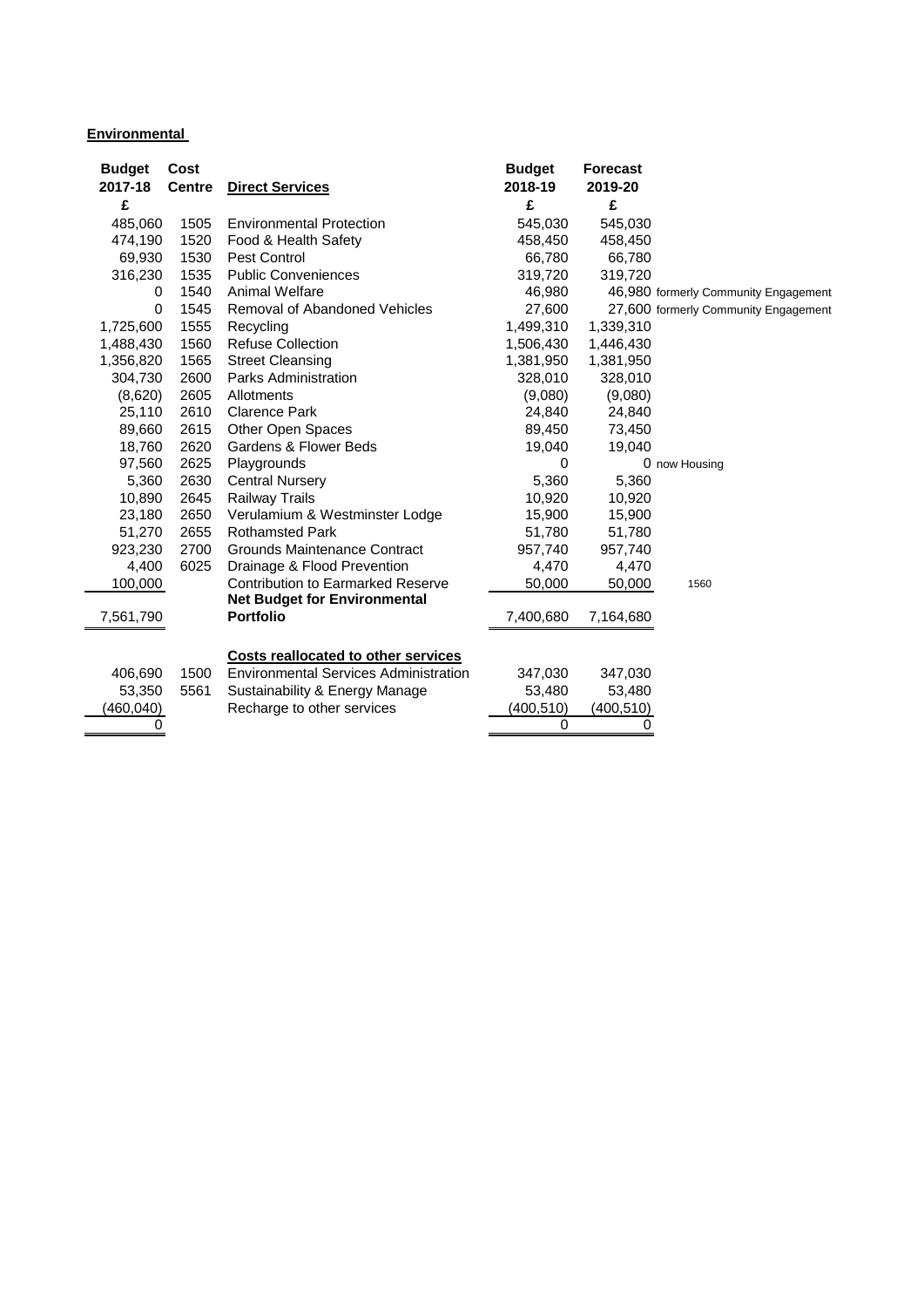**Environmental**

| Budget 2017-18 £ | Cost Centre | Direct Services | Budget 2018-19 £ | Forecast 2019-20 £ | |
|---|---|---|---|---|---|
| 485,060 | 1505 | Environmental Protection | 545,030 | 545,030 | |
| 474,190 | 1520 | Food & Health Safety | 458,450 | 458,450 | |
| 69,930 | 1530 | Pest Control | 66,780 | 66,780 | |
| 316,230 | 1535 | Public Conveniences | 319,720 | 319,720 | |
| 0 | 1540 | Animal Welfare | 46,980 | 46,980 | formerly Community Engagement |
| 0 | 1545 | Removal of Abandoned Vehicles | 27,600 | 27,600 | formerly Community Engagement |
| 1,725,600 | 1555 | Recycling | 1,499,310 | 1,339,310 | |
| 1,488,430 | 1560 | Refuse Collection | 1,506,430 | 1,446,430 | |
| 1,356,820 | 1565 | Street Cleansing | 1,381,950 | 1,381,950 | |
| 304,730 | 2600 | Parks Administration | 328,010 | 328,010 | |
| (8,620) | 2605 | Allotments | (9,080) | (9,080) | |
| 25,110 | 2610 | Clarence Park | 24,840 | 24,840 | |
| 89,660 | 2615 | Other Open Spaces | 89,450 | 73,450 | |
| 18,760 | 2620 | Gardens & Flower Beds | 19,040 | 19,040 | |
| 97,560 | 2625 | Playgrounds | 0 | 0 | now Housing |
| 5,360 | 2630 | Central Nursery | 5,360 | 5,360 | |
| 10,890 | 2645 | Railway Trails | 10,920 | 10,920 | |
| 23,180 | 2650 | Verulamium & Westminster Lodge | 15,900 | 15,900 | |
| 51,270 | 2655 | Rothamsted Park | 51,780 | 51,780 | |
| 923,230 | 2700 | Grounds Maintenance Contract | 957,740 | 957,740 | |
| 4,400 | 6025 | Drainage & Flood Prevention | 4,470 | 4,470 | |
| 100,000 | | Contribution to Earmarked Reserve | 50,000 | 50,000 | 1560 |
| 7,561,790 | | **Net Budget for Environmental Portfolio** | 7,400,680 | 7,164,680 | |
| | | **Costs reallocated to other services** | | | |
| 406,690 | 1500 | Environmental Services Administration | 347,030 | 347,030 | |
| 53,350 | 5561 | Sustainability & Energy Manage | 53,480 | 53,480 | |
| (460,040) | | Recharge to other services | (400,510) | (400,510) | |
| 0 | | | 0 | 0 | |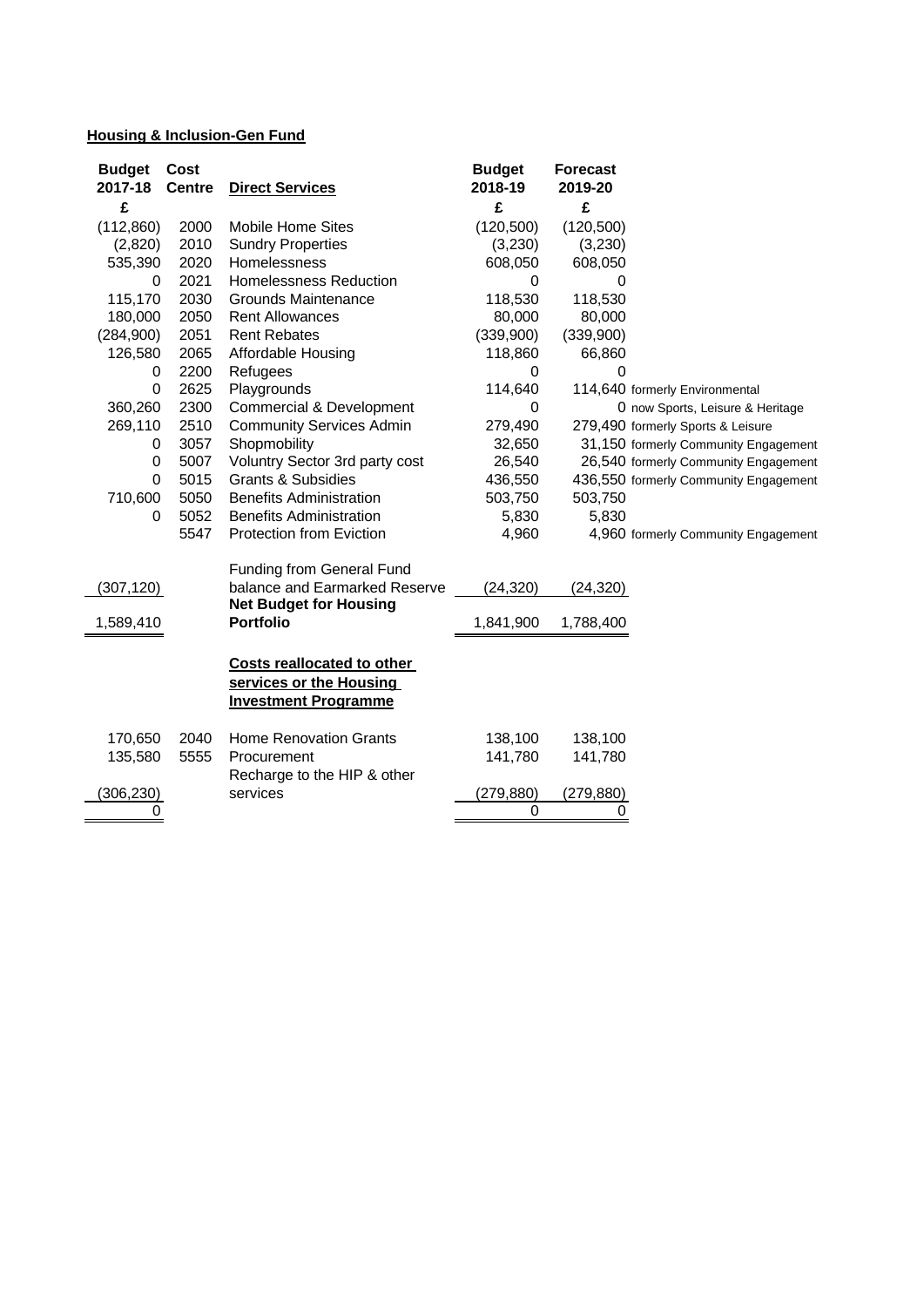## Housing & Inclusion-Gen Fund

| Budget 2017-18 | Cost Centre | Direct Services | Budget 2018-19 | Forecast 2019-20 | |
|---|---|---|---|---|---|
| £ | | | £ | £ | |
| (112,860) | 2000 | Mobile Home Sites | (120,500) | (120,500) | |
| (2,820) | 2010 | Sundry Properties | (3,230) | (3,230) | |
| 535,390 | 2020 | Homelessness | 608,050 | 608,050 | |
| 0 | 2021 | Homelessness Reduction | 0 | 0 | |
| 115,170 | 2030 | Grounds Maintenance | 118,530 | 118,530 | |
| 180,000 | 2050 | Rent Allowances | 80,000 | 80,000 | |
| (284,900) | 2051 | Rent Rebates | (339,900) | (339,900) | |
| 126,580 | 2065 | Affordable Housing | 118,860 | 66,860 | |
| 0 | 2200 | Refugees | 0 | 0 | |
| 0 | 2625 | Playgrounds | 114,640 | 114,640 | formerly Environmental |
| 360,260 | 2300 | Commercial & Development | 0 | 0 | now Sports, Leisure & Heritage |
| 269,110 | 2510 | Community Services Admin | 279,490 | 279,490 | formerly Sports & Leisure |
| 0 | 3057 | Shopmobility | 32,650 | 31,150 | formerly Community Engagement |
| 0 | 5007 | Voluntry Sector 3rd party cost | 26,540 | 26,540 | formerly Community Engagement |
| 0 | 5015 | Grants & Subsidies | 436,550 | 436,550 | formerly Community Engagement |
| 710,600 | 5050 | Benefits Administration | 503,750 | 503,750 | |
| 0 | 5052 | Benefits Administration | 5,830 | 5,830 | |
| | 5547 | Protection from Eviction | 4,960 | 4,960 | formerly Community Engagement |
| (307,120) | | Funding from General Fund balance and Earmarked Reserve | (24,320) | (24,320) | |
| 1,589,410 | | **Net Budget for Housing Portfolio** | 1,841,900 | 1,788,400 | |
| | | **Costs reallocated to other services or the Housing Investment Programme** | | | |
| 170,650 | 2040 | Home Renovation Grants | 138,100 | 138,100 | |
| 135,580 | 5555 | Procurement | 141,780 | 141,780 | |
| (306,230) | | Recharge to the HIP & other services | (279,880) | (279,880) | |
| 0 | | | 0 | 0 | |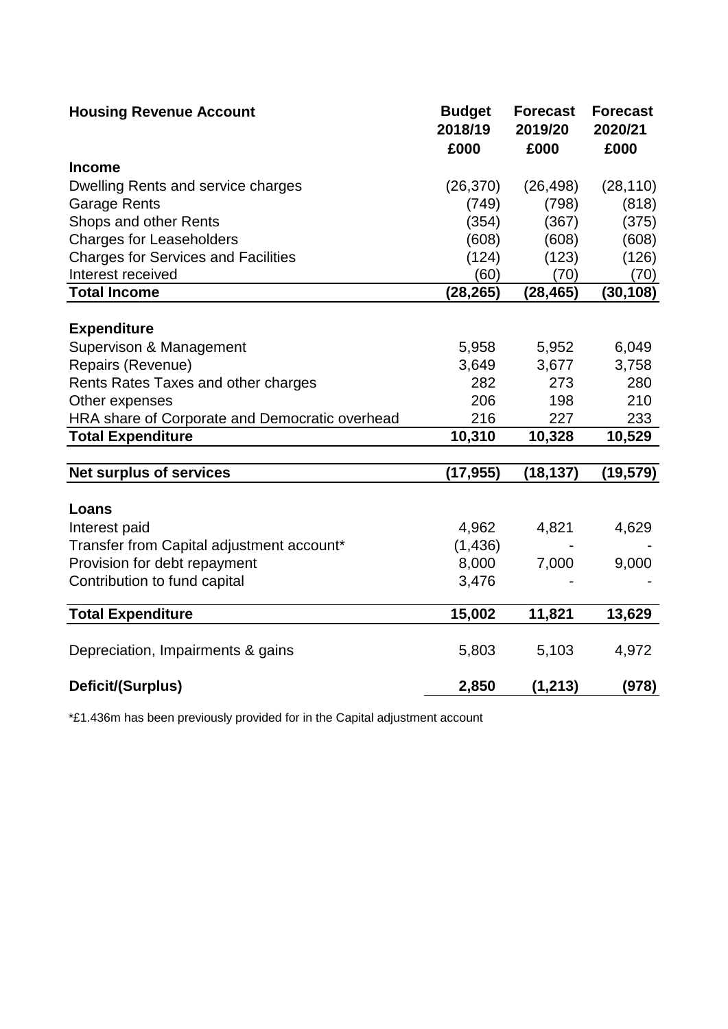| Housing Revenue Account | Budget 2018/19 £000 | Forecast 2019/20 £000 | Forecast 2020/21 £000 |
|---|---|---|---|
| **Income** | | | |
| Dwelling Rents and service charges | (26,370) | (26,498) | (28,110) |
| Garage Rents | (749) | (798) | (818) |
| Shops and other Rents | (354) | (367) | (375) |
| Charges for Leaseholders | (608) | (608) | (608) |
| Charges for Services and Facilities | (124) | (123) | (126) |
| Interest received | (60) | (70) | (70) |
| **Total Income** | **(28,265)** | **(28,465)** | **(30,108)** |
| | | | |
| **Expenditure** | | | |
| Supervison & Management | 5,958 | 5,952 | 6,049 |
| Repairs (Revenue) | 3,649 | 3,677 | 3,758 |
| Rents Rates Taxes and other charges | 282 | 273 | 280 |
| Other expenses | 206 | 198 | 210 |
| HRA share of Corporate and Democratic overhead | 216 | 227 | 233 |
| **Total Expenditure** | **10,310** | **10,328** | **10,529** |
| | | | |
| **Net surplus of services** | **(17,955)** | **(18,137)** | **(19,579)** |
| | | | |
| **Loans** | | | |
| Interest paid | 4,962 | 4,821 | 4,629 |
| Transfer from Capital adjustment account* | (1,436) | - | - |
| Provision for debt repayment | 8,000 | 7,000 | 9,000 |
| Contribution to fund capital | 3,476 | - | - |
| | | | |
| **Total Expenditure** | **15,002** | **11,821** | **13,629** |
| | | | |
| Depreciation, Impairments & gains | 5,803 | 5,103 | 4,972 |
| | | | |
| **Deficit/(Surplus)** | **2,850** | **(1,213)** | **(978)** |

*£1.436m has been previously provided for in the Capital adjustment account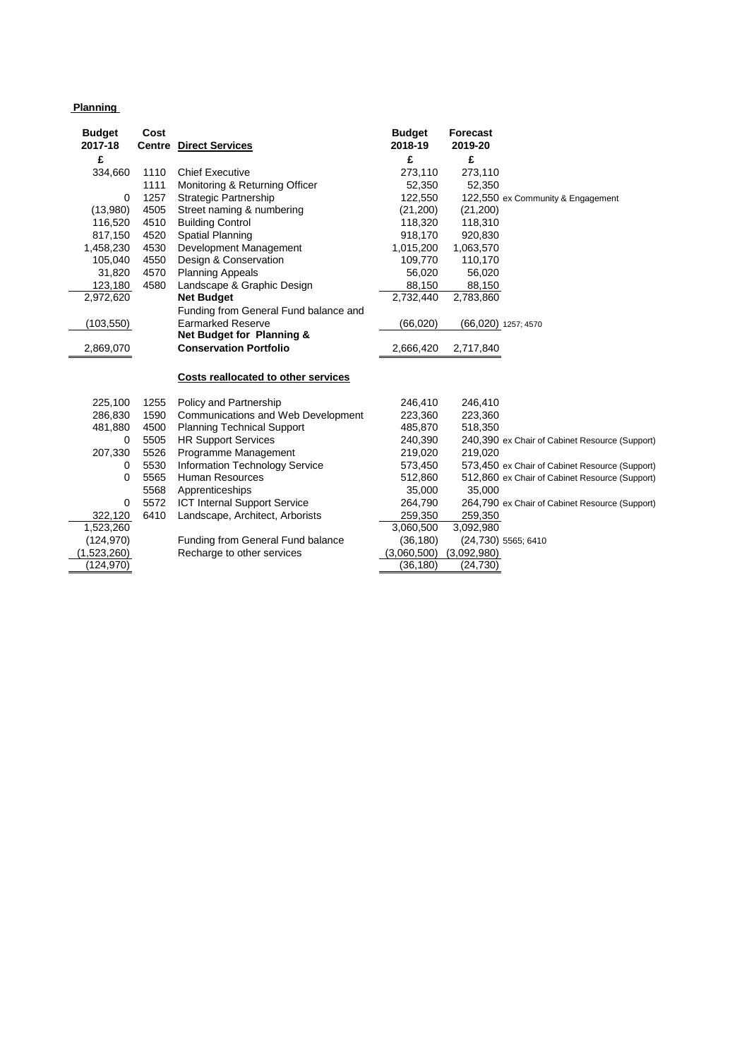**Planning**

| Budget 2017-18 | Cost Centre | Direct Services | Budget 2018-19 | Forecast 2019-20 | |
|---|---|---|---|---|---|
| £ | | | £ | £ | |
| 334,660 | 1110 | Chief Executive | 273,110 | 273,110 | |
| | 1111 | Monitoring & Returning Officer | 52,350 | 52,350 | |
| 0 | 1257 | Strategic Partnership | 122,550 | 122,550 | ex Community & Engagement |
| (13,980) | 4505 | Street naming & numbering | (21,200) | (21,200) | |
| 116,520 | 4510 | Building Control | 118,320 | 118,310 | |
| 817,150 | 4520 | Spatial Planning | 918,170 | 920,830 | |
| 1,458,230 | 4530 | Development Management | 1,015,200 | 1,063,570 | |
| 105,040 | 4550 | Design & Conservation | 109,770 | 110,170 | |
| 31,820 | 4570 | Planning Appeals | 56,020 | 56,020 | |
| 123,180 | 4580 | Landscape & Graphic Design | 88,150 | 88,150 | |
| 2,972,620 | | **Net Budget** | 2,732,440 | 2,783,860 | |
| (103,550) | | Funding from General Fund balance and Earmarked Reserve | (66,020) | (66,020) | 1257; 4570 |
| 2,869,070 | | **Net Budget for Planning & Conservation Portfolio** | 2,666,420 | 2,717,840 | |

| Budget 2017-18 | Cost Centre | Costs reallocated to other services | Budget 2018-19 | Forecast 2019-20 | |
|---|---|---|---|---|---|
| 225,100 | 1255 | Policy and Partnership | 246,410 | 246,410 | |
| 286,830 | 1590 | Communications and Web Development | 223,360 | 223,360 | |
| 481,880 | 4500 | Planning Technical Support | 485,870 | 518,350 | |
| 0 | 5505 | HR Support Services | 240,390 | 240,390 | ex Chair of Cabinet Resource (Support) |
| 207,330 | 5526 | Programme Management | 219,020 | 219,020 | |
| 0 | 5530 | Information Technology Service | 573,450 | 573,450 | ex Chair of Cabinet Resource (Support) |
| 0 | 5565 | Human Resources | 512,860 | 512,860 | ex Chair of Cabinet Resource (Support) |
| | 5568 | Apprenticeships | 35,000 | 35,000 | |
| 0 | 5572 | ICT Internal Support Service | 264,790 | 264,790 | ex Chair of Cabinet Resource (Support) |
| 322,120 | 6410 | Landscape, Architect, Arborists | 259,350 | 259,350 | |
| 1,523,260 | | | 3,060,500 | 3,092,980 | |
| (124,970) | | Funding from General Fund balance | (36,180) | (24,730) | 5565; 6410 |
| (1,523,260) | | Recharge to other services | (3,060,500) | (3,092,980) | |
| (124,970) | | | (36,180) | (24,730) | |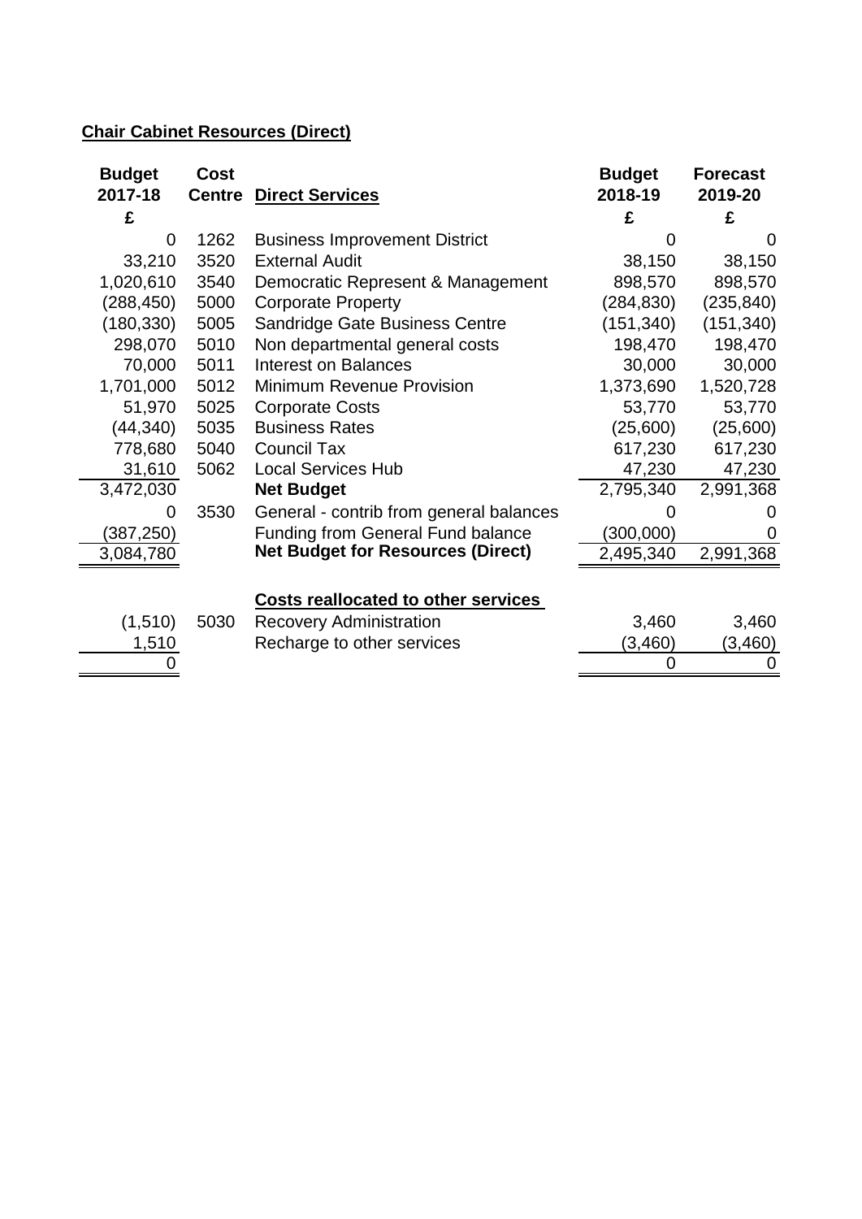## Chair Cabinet Resources (Direct)

| Budget 2017-18 £ | Cost Centre | Direct Services | Budget 2018-19 £ | Forecast 2019-20 £ |
|---|---|---|---|---|
| 0 | 1262 | Business Improvement District | 0 | 0 |
| 33,210 | 3520 | External Audit | 38,150 | 38,150 |
| 1,020,610 | 3540 | Democratic Represent & Management | 898,570 | 898,570 |
| (288,450) | 5000 | Corporate Property | (284,830) | (235,840) |
| (180,330) | 5005 | Sandridge Gate Business Centre | (151,340) | (151,340) |
| 298,070 | 5010 | Non departmental general costs | 198,470 | 198,470 |
| 70,000 | 5011 | Interest on Balances | 30,000 | 30,000 |
| 1,701,000 | 5012 | Minimum Revenue Provision | 1,373,690 | 1,520,728 |
| 51,970 | 5025 | Corporate Costs | 53,770 | 53,770 |
| (44,340) | 5035 | Business Rates | (25,600) | (25,600) |
| 778,680 | 5040 | Council Tax | 617,230 | 617,230 |
| 31,610 | 5062 | Local Services Hub | 47,230 | 47,230 |
| 3,472,030 | | **Net Budget** | 2,795,340 | 2,991,368 |
| 0 | 3530 | General - contrib from general balances | 0 | 0 |
| (387,250) | | Funding from General Fund balance | (300,000) | 0 |
| 3,084,780 | | **Net Budget for Resources (Direct)** | 2,495,340 | 2,991,368 |
| | | **Costs reallocated to other services** | | |
| (1,510) | 5030 | Recovery Administration | 3,460 | 3,460 |
| 1,510 | | Recharge to other services | (3,460) | (3,460) |
| 0 | | | 0 | 0 |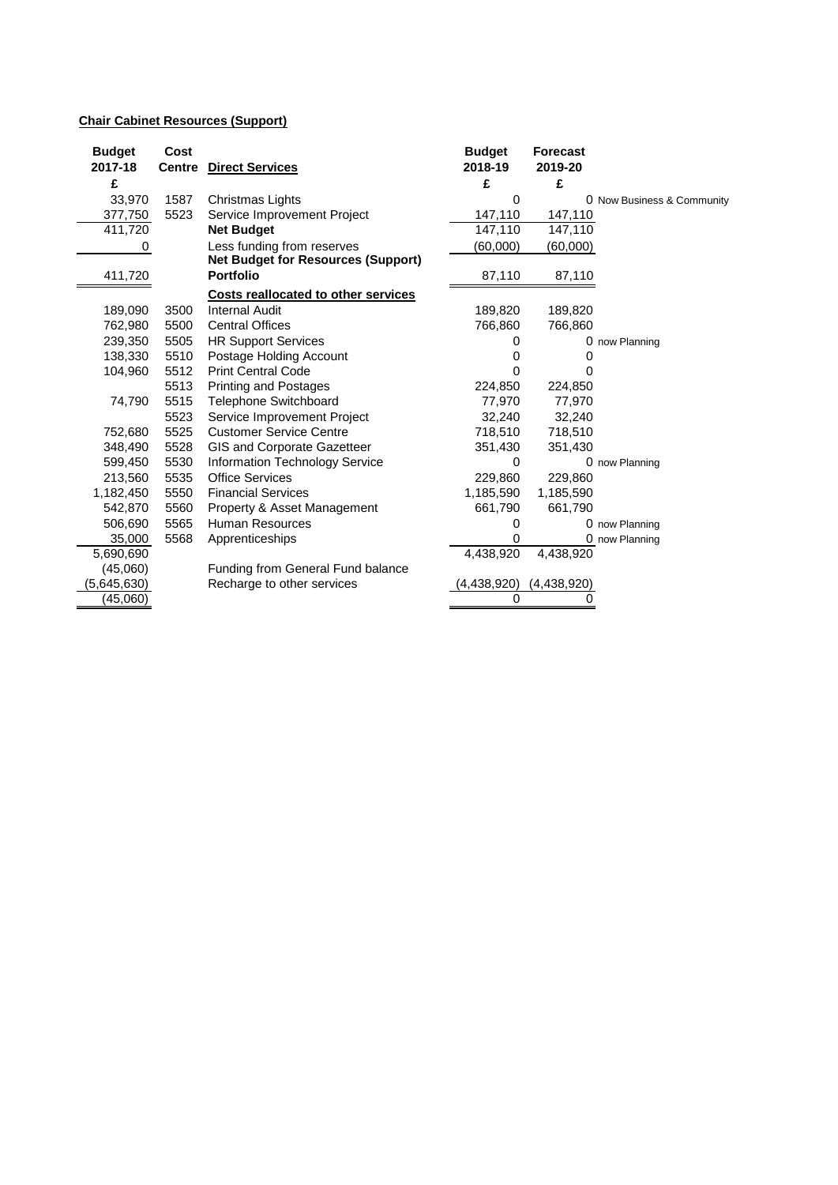**Chair Cabinet Resources (Support)**

| Budget 2017-18 £ | Cost Centre | Direct Services | Budget 2018-19 £ | Forecast 2019-20 £ | |
|---|---|---|---|---|---|
| 33,970 | 1587 | Christmas Lights | 0 | 0 | Now Business & Community |
| 377,750 | 5523 | Service Improvement Project | 147,110 | 147,110 | |
| 411,720 | | **Net Budget** | 147,110 | 147,110 | |
| 0 | | Less funding from reserves | (60,000) | (60,000) | |
| 411,720 | | **Net Budget for Resources (Support) Portfolio** | 87,110 | 87,110 | |
| | | **Costs reallocated to other services** | | | |
| 189,090 | 3500 | Internal Audit | 189,820 | 189,820 | |
| 762,980 | 5500 | Central Offices | 766,860 | 766,860 | |
| 239,350 | 5505 | HR Support Services | 0 | 0 | now Planning |
| 138,330 | 5510 | Postage Holding Account | 0 | 0 | |
| 104,960 | 5512 | Print Central Code | 0 | 0 | |
| | 5513 | Printing and Postages | 224,850 | 224,850 | |
| 74,790 | 5515 | Telephone Switchboard | 77,970 | 77,970 | |
| | 5523 | Service Improvement Project | 32,240 | 32,240 | |
| 752,680 | 5525 | Customer Service Centre | 718,510 | 718,510 | |
| 348,490 | 5528 | GIS and Corporate Gazetteer | 351,430 | 351,430 | |
| 599,450 | 5530 | Information Technology Service | 0 | 0 | now Planning |
| 213,560 | 5535 | Office Services | 229,860 | 229,860 | |
| 1,182,450 | 5550 | Financial Services | 1,185,590 | 1,185,590 | |
| 542,870 | 5560 | Property & Asset Management | 661,790 | 661,790 | |
| 506,690 | 5565 | Human Resources | 0 | 0 | now Planning |
| 35,000 | 5568 | Apprenticeships | 0 | 0 | now Planning |
| 5,690,690 | | | 4,438,920 | 4,438,920 | |
| (45,060) | | Funding from General Fund balance | | | |
| (5,645,630) | | Recharge to other services | (4,438,920) | (4,438,920) | |
| (45,060) | | | 0 | 0 | |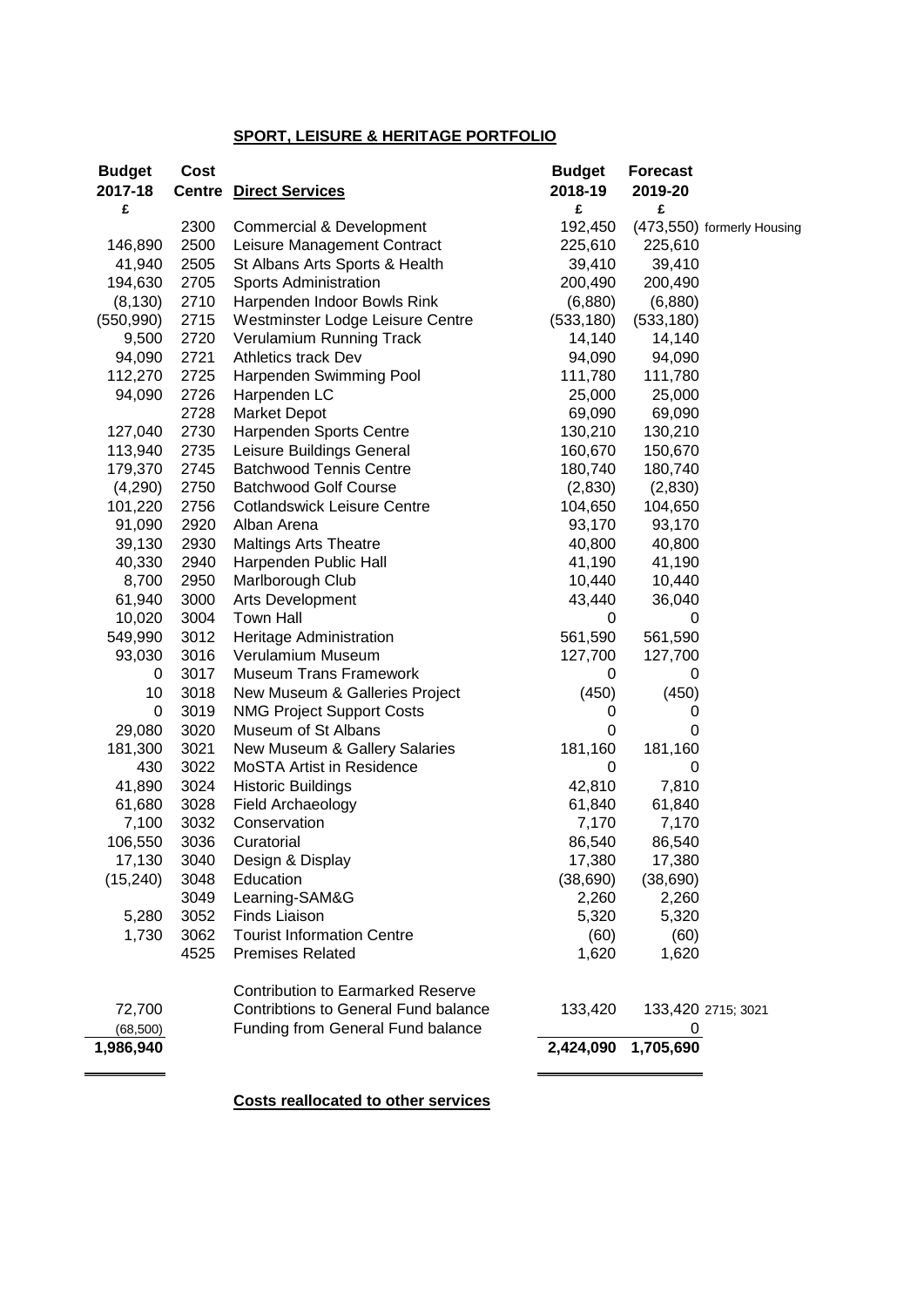## SPORT, LEISURE & HERITAGE PORTFOLIO

| Budget 2017-18 £ | Cost Centre | Direct Services | Budget 2018-19 £ | Forecast 2019-20 £ | |
|---|---|---|---|---|---|
| | 2300 | Commercial & Development | 192,450 | (473,550) | formerly Housing |
| 146,890 | 2500 | Leisure Management Contract | 225,610 | 225,610 | |
| 41,940 | 2505 | St Albans Arts Sports & Health | 39,410 | 39,410 | |
| 194,630 | 2705 | Sports Administration | 200,490 | 200,490 | |
| (8,130) | 2710 | Harpenden Indoor Bowls Rink | (6,880) | (6,880) | |
| (550,990) | 2715 | Westminster Lodge Leisure Centre | (533,180) | (533,180) | |
| 9,500 | 2720 | Verulamium Running Track | 14,140 | 14,140 | |
| 94,090 | 2721 | Athletics track Dev | 94,090 | 94,090 | |
| 112,270 | 2725 | Harpenden Swimming Pool | 111,780 | 111,780 | |
| 94,090 | 2726 | Harpenden LC | 25,000 | 25,000 | |
| | 2728 | Market Depot | 69,090 | 69,090 | |
| 127,040 | 2730 | Harpenden Sports Centre | 130,210 | 130,210 | |
| 113,940 | 2735 | Leisure Buildings General | 160,670 | 150,670 | |
| 179,370 | 2745 | Batchwood Tennis Centre | 180,740 | 180,740 | |
| (4,290) | 2750 | Batchwood Golf Course | (2,830) | (2,830) | |
| 101,220 | 2756 | Cotlandswick Leisure Centre | 104,650 | 104,650 | |
| 91,090 | 2920 | Alban Arena | 93,170 | 93,170 | |
| 39,130 | 2930 | Maltings Arts Theatre | 40,800 | 40,800 | |
| 40,330 | 2940 | Harpenden Public Hall | 41,190 | 41,190 | |
| 8,700 | 2950 | Marlborough Club | 10,440 | 10,440 | |
| 61,940 | 3000 | Arts Development | 43,440 | 36,040 | |
| 10,020 | 3004 | Town Hall | 0 | 0 | |
| 549,990 | 3012 | Heritage Administration | 561,590 | 561,590 | |
| 93,030 | 3016 | Verulamium Museum | 127,700 | 127,700 | |
| 0 | 3017 | Museum Trans Framework | 0 | 0 | |
| 10 | 3018 | New Museum & Galleries Project | (450) | (450) | |
| 0 | 3019 | NMG Project Support Costs | 0 | 0 | |
| 29,080 | 3020 | Museum of St Albans | 0 | 0 | |
| 181,300 | 3021 | New Museum & Gallery Salaries | 181,160 | 181,160 | |
| 430 | 3022 | MoSTA Artist in Residence | 0 | 0 | |
| 41,890 | 3024 | Historic Buildings | 42,810 | 7,810 | |
| 61,680 | 3028 | Field Archaeology | 61,840 | 61,840 | |
| 7,100 | 3032 | Conservation | 7,170 | 7,170 | |
| 106,550 | 3036 | Curatorial | 86,540 | 86,540 | |
| 17,130 | 3040 | Design & Display | 17,380 | 17,380 | |
| (15,240) | 3048 | Education | (38,690) | (38,690) | |
| | 3049 | Learning-SAM&G | 2,260 | 2,260 | |
| 5,280 | 3052 | Finds Liaison | 5,320 | 5,320 | |
| 1,730 | 3062 | Tourist Information Centre | (60) | (60) | |
| | 4525 | Premises Related | 1,620 | 1,620 | |
| | | Contribution to Earmarked Reserve | | | |
| 72,700 | | Contribtions to General Fund balance | 133,420 | 133,420 | 2715; 3021 |
| (68,500) | | Funding from General Fund balance | | 0 | |
| **1,986,940** | | | **2,424,090** | **1,705,690** | |

**Costs reallocated to other services**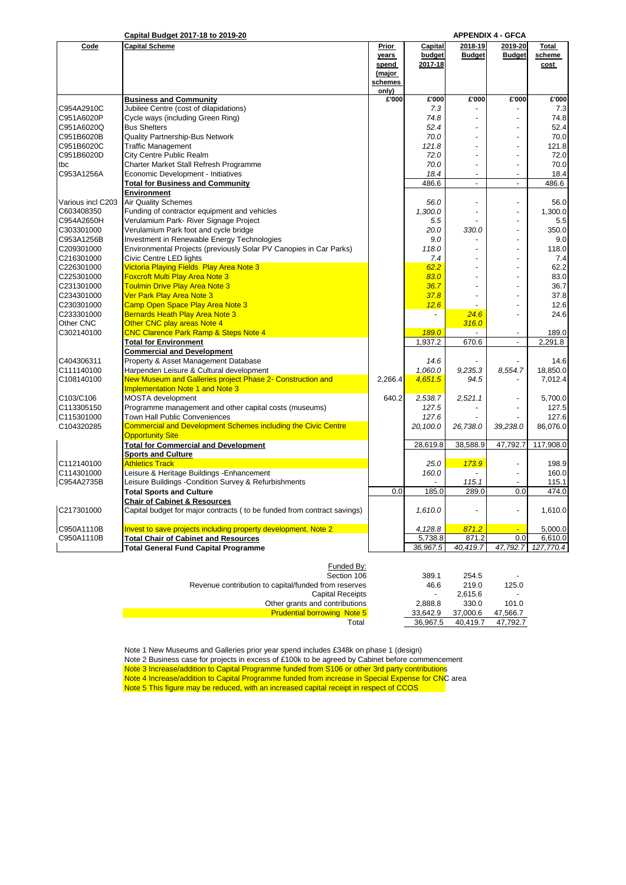**Capital Budget 2017-18 to 2019-20** **APPENDIX 4 - GFCA**

| Code | Capital Scheme | Prior years spend (major schemes only) | Capital budget 2017-18 | 2018-19 Budget | 2019-20 Budget | Total scheme cost |
|---|---|---|---|---|---|---|
| | **Business and Community** | £'000 | £'000 | £'000 | £'000 | £'000 |
| C954A2910C | Jubilee Centre (cost of dilapidations) | | 7.3 | - | - | 7.3 |
| C951A6020P | Cycle ways (including Green Ring) | | 74.8 | - | - | 74.8 |
| C951A6020Q | Bus Shelters | | 52.4 | - | - | 52.4 |
| C951B6020B | Quality Partnership-Bus Network | | 70.0 | - | - | 70.0 |
| C951B6020C | Traffic Management | | 121.8 | - | - | 121.8 |
| C951B6020D | City Centre Public Realm | | 72.0 | - | - | 72.0 |
| tbc | Charter Market Stall Refresh Programme | | 70.0 | - | - | 70.0 |
| C953A1256A | Economic Development - Initiatives | | 18.4 | - | - | 18.4 |
| | **Total for Business and Community** | | 486.6 | - | - | 486.6 |
| | **Environment** | | | | | |
| Various incl C203 | Air Quality Schemes | | 56.0 | - | - | 56.0 |
| C603408350 | Funding of contractor equipment and vehicles | | 1,300.0 | - | - | 1,300.0 |
| C954A2650H | Verulamium Park- River Signage Project | | 5.5 | - | - | 5.5 |
| C303301000 | Verulamium Park foot and cycle bridge | | 20.0 | 330.0 | - | 350.0 |
| C953A1256B | Investment in Renewable Energy Technologies | | 9.0 | - | - | 9.0 |
| C209301000 | Environmental Projects (previously Solar PV Canopies in Car Parks) | | 118.0 | - | - | 118.0 |
| C216301000 | Civic Centre LED lights | | 7.4 | - | - | 7.4 |
| C226301000 | Victoria Playing Fields Play Area Note 3 | | 62.2 | - | - | 62.2 |
| C225301000 | Foxcroft Multi Play Area Note 3 | | 83.0 | - | - | 83.0 |
| C231301000 | Toulmin Drive Play Area Note 3 | | 36.7 | - | - | 36.7 |
| C234301000 | Ver Park Play Area Note 3 | | 37.8 | - | - | 37.8 |
| C230301000 | Camp Open Space Play Area Note 3 | | 12.6 | - | - | 12.6 |
| C233301000 | Bernards Heath Play Area Note 3 | | - | 24.6 | - | 24.6 |
| Other CNC | Other CNC play areas Note 4 | | | 316.0 | | |
| C302140100 | CNC Clarence Park Ramp & Steps Note 4 | | 189.0 | - | - | 189.0 |
| | **Total for Environment** | | 1,937.2 | 670.6 | - | 2,291.8 |
| | **Commercial and Development** | | | | | |
| C404306311 | Property & Asset Management Database | | 14.6 | - | - | 14.6 |
| C111140100 | Harpenden Leisure & Cultural development | | 1,060.0 | 9,235.3 | 8,554.7 | 18,850.0 |
| C108140100 | New Museum and Galleries project Phase 2- Construction and Implementation Note 1 and Note 3 | 2,266.4 | 4,651.5 | 94.5 | - | 7,012.4 |
| C103/C106 | MOSTA development | 640.2 | 2,538.7 | 2,521.1 | - | 5,700.0 |
| C113305150 | Programme management and other capital costs (museums) | | 127.5 | - | - | 127.5 |
| C115301000 | Town Hall Public Conveniences | | 127.6 | - | - | 127.6 |
| C104320285 | Commercial and Development Schemes including the Civic Centre Opportunity Site | | 20,100.0 | 26,738.0 | 39,238.0 | 86,076.0 |
| | **Total for Commercial and Development** | | 28,619.8 | 38,588.9 | 47,792.7 | 117,908.0 |
| | **Sports and Culture** | | | | | |
| C112140100 | Athletics Track | | 25.0 | 173.9 | - | 198.9 |
| C114301000 | Leisure & Heritage Buildings -Enhancement | | 160.0 | - | - | 160.0 |
| C954A2735B | Leisure Buildings -Condition Survey & Refurbishments | | - | 115.1 | - | 115.1 |
| | **Total Sports and Culture** | 0.0 | 185.0 | 289.0 | 0.0 | 474.0 |
| | **Chair of Cabinet & Resources** | | | | | |
| C217301000 | Capital budget for major contracts ( to be funded from contract savings) | | 1,610.0 | - | - | 1,610.0 |
| C950A1110B | Invest to save projects including property development. Note 2 | | 4,128.8 | 871.2 | - | 5,000.0 |
| C950A1110B | **Total Chair of Cabinet and Resources** | | 5,738.8 | 871.2 | 0.0 | 6,610.0 |
| | **Total General Fund Capital Programme** | | 36,967.5 | 40,419.7 | 47,792.7 | 127,770.4 |

| Funded By: | 2017-18 | 2018-19 | 2019-20 |
|---|---|---|---|
| Section 106 | 389.1 | 254.5 | - |
| Revenue contribution to capital/funded from reserves | 46.6 | 219.0 | 125.0 |
| Capital Receipts | - | 2,615.6 | - |
| Other grants and contributions | 2,888.8 | 330.0 | 101.0 |
| Prudential borrowing Note 5 | 33,642.9 | 37,000.6 | 47,566.7 |
| Total | 36,967.5 | 40,419.7 | 47,792.7 |

Note 1 New Museums and Galleries prior year spend includes £348k on phase 1 (design)
Note 2 Business case for projects in excess of £100k to be agreed by Cabinet before commencement
Note 3 Increase/addition to Capital Programme funded from S106 or other 3rd party contributions
Note 4 Increase/addition to Capital Programme funded from increase in Special Expense for CNC area
Note 5 This figure may be reduced, with an increased capital receipt in respect of CCOS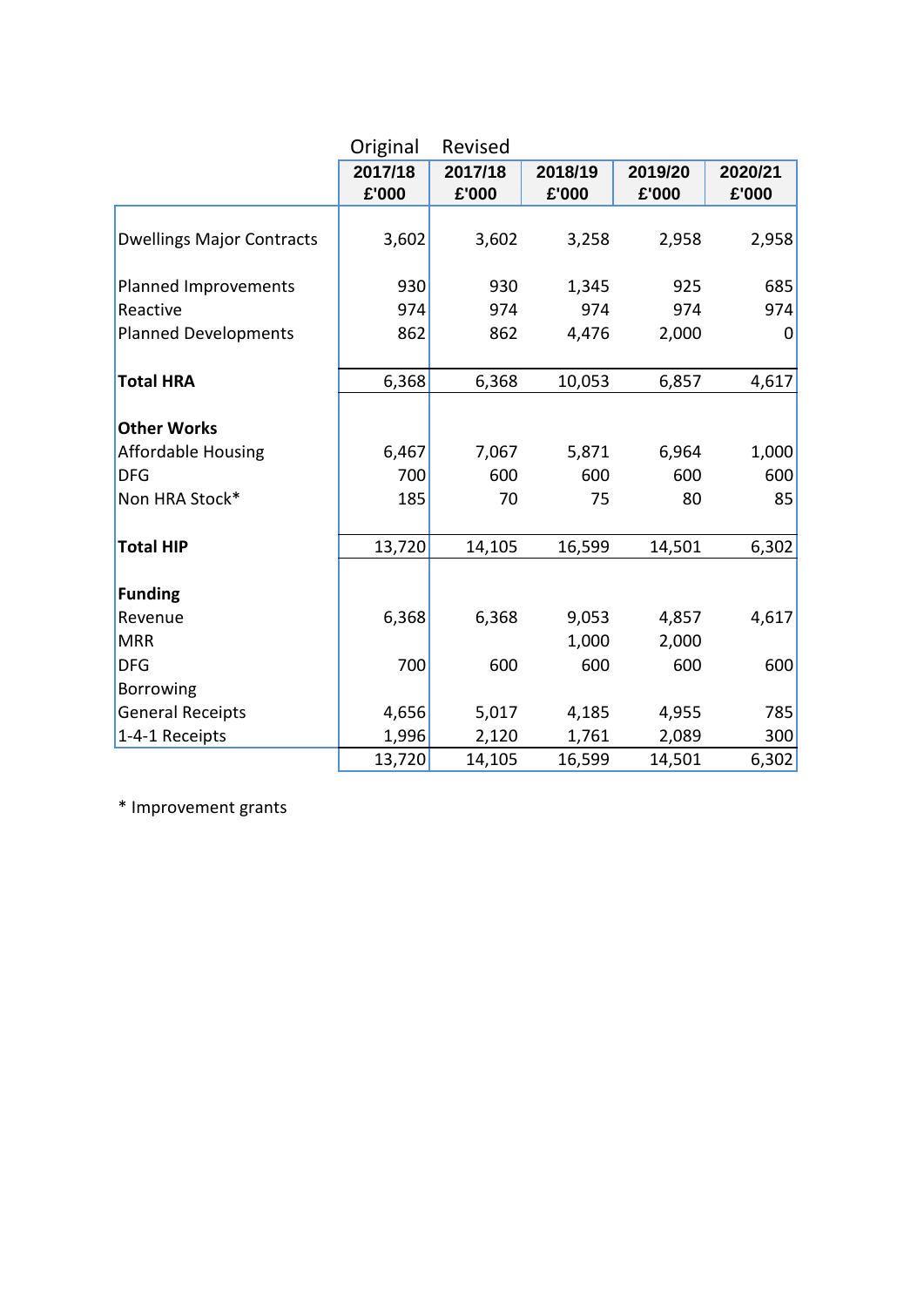| | Original 2017/18 £'000 | Revised 2017/18 £'000 | 2018/19 £'000 | 2019/20 £'000 | 2020/21 £'000 |
|---|---|---|---|---|---|
| Dwellings Major Contracts | 3,602 | 3,602 | 3,258 | 2,958 | 2,958 |
| Planned Improvements | 930 | 930 | 1,345 | 925 | 685 |
| Reactive | 974 | 974 | 974 | 974 | 974 |
| Planned Developments | 862 | 862 | 4,476 | 2,000 | 0 |
| **Total HRA** | 6,368 | 6,368 | 10,053 | 6,857 | 4,617 |
| **Other Works** | | | | | |
| Affordable Housing | 6,467 | 7,067 | 5,871 | 6,964 | 1,000 |
| DFG | 700 | 600 | 600 | 600 | 600 |
| Non HRA Stock* | 185 | 70 | 75 | 80 | 85 |
| **Total HIP** | 13,720 | 14,105 | 16,599 | 14,501 | 6,302 |
| **Funding** | | | | | |
| Revenue | 6,368 | 6,368 | 9,053 | 4,857 | 4,617 |
| MRR | | | 1,000 | 2,000 | |
| DFG | 700 | 600 | 600 | 600 | 600 |
| Borrowing | | | | | |
| General Receipts | 4,656 | 5,017 | 4,185 | 4,955 | 785 |
| 1-4-1 Receipts | 1,996 | 2,120 | 1,761 | 2,089 | 300 |
| | 13,720 | 14,105 | 16,599 | 14,501 | 6,302 |

* Improvement grants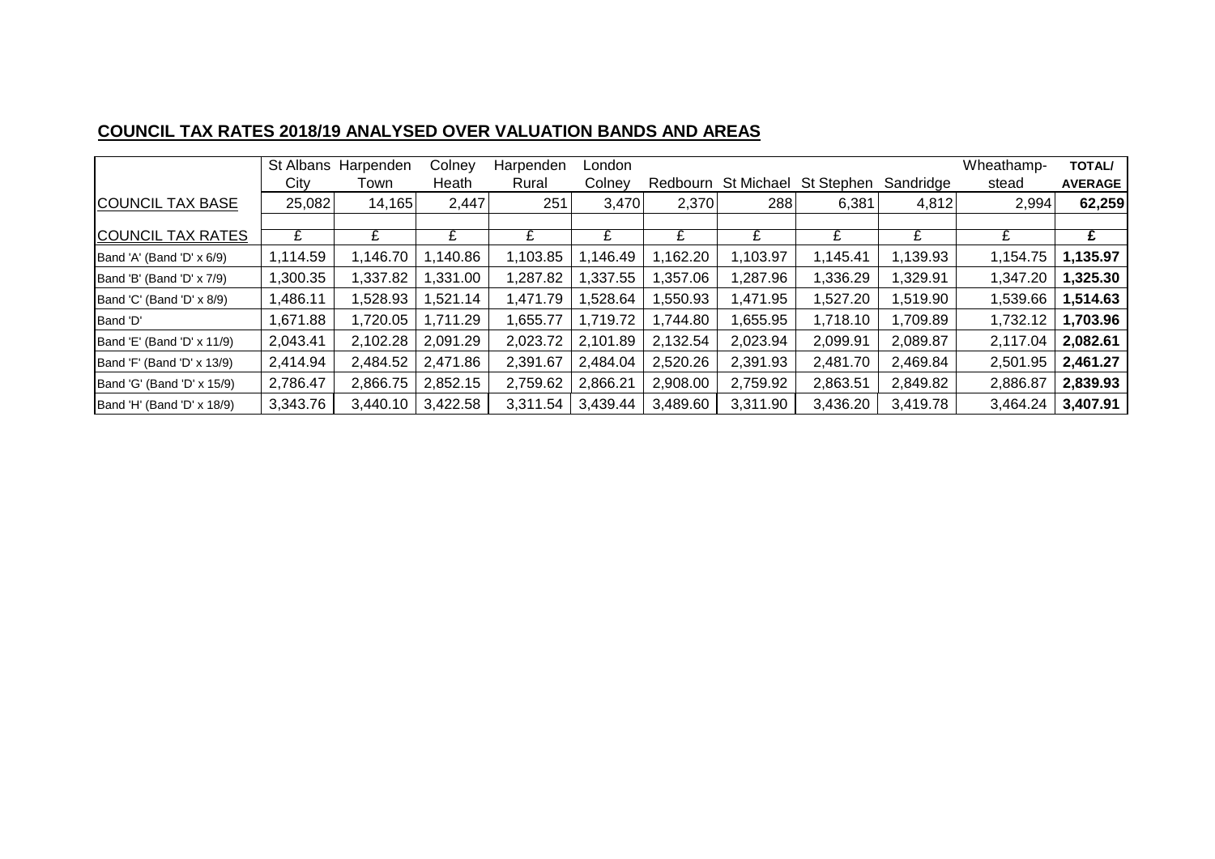## COUNCIL TAX RATES 2018/19 ANALYSED OVER VALUATION BANDS AND AREAS

| | St Albans City | Harpenden Town | Colney Heath | Harpenden Rural | London Colney | Redbourn | St Michael | St Stephen | Sandridge | Wheathamp-stead | **TOTAL/ AVERAGE** |
|---|---|---|---|---|---|---|---|---|---|---|---|
| COUNCIL TAX BASE | 25,082 | 14,165 | 2,447 | 251 | 3,470 | 2,370 | 288 | 6,381 | 4,812 | 2,994 | **62,259** |
| | | | | | | | | | | | |
| COUNCIL TAX RATES | £ | £ | £ | £ | £ | £ | £ | £ | £ | £ | **£** |
| Band 'A' (Band 'D' x 6/9) | 1,114.59 | 1,146.70 | 1,140.86 | 1,103.85 | 1,146.49 | 1,162.20 | 1,103.97 | 1,145.41 | 1,139.93 | 1,154.75 | **1,135.97** |
| Band 'B' (Band 'D' x 7/9) | 1,300.35 | 1,337.82 | 1,331.00 | 1,287.82 | 1,337.55 | 1,357.06 | 1,287.96 | 1,336.29 | 1,329.91 | 1,347.20 | **1,325.30** |
| Band 'C' (Band 'D' x 8/9) | 1,486.11 | 1,528.93 | 1,521.14 | 1,471.79 | 1,528.64 | 1,550.93 | 1,471.95 | 1,527.20 | 1,519.90 | 1,539.66 | **1,514.63** |
| Band 'D' | 1,671.88 | 1,720.05 | 1,711.29 | 1,655.77 | 1,719.72 | 1,744.80 | 1,655.95 | 1,718.10 | 1,709.89 | 1,732.12 | **1,703.96** |
| Band 'E' (Band 'D' x 11/9) | 2,043.41 | 2,102.28 | 2,091.29 | 2,023.72 | 2,101.89 | 2,132.54 | 2,023.94 | 2,099.91 | 2,089.87 | 2,117.04 | **2,082.61** |
| Band 'F' (Band 'D' x 13/9) | 2,414.94 | 2,484.52 | 2,471.86 | 2,391.67 | 2,484.04 | 2,520.26 | 2,391.93 | 2,481.70 | 2,469.84 | 2,501.95 | **2,461.27** |
| Band 'G' (Band 'D' x 15/9) | 2,786.47 | 2,866.75 | 2,852.15 | 2,759.62 | 2,866.21 | 2,908.00 | 2,759.92 | 2,863.51 | 2,849.82 | 2,886.87 | **2,839.93** |
| Band 'H' (Band 'D' x 18/9) | 3,343.76 | 3,440.10 | 3,422.58 | 3,311.54 | 3,439.44 | 3,489.60 | 3,311.90 | 3,436.20 | 3,419.78 | 3,464.24 | **3,407.91** |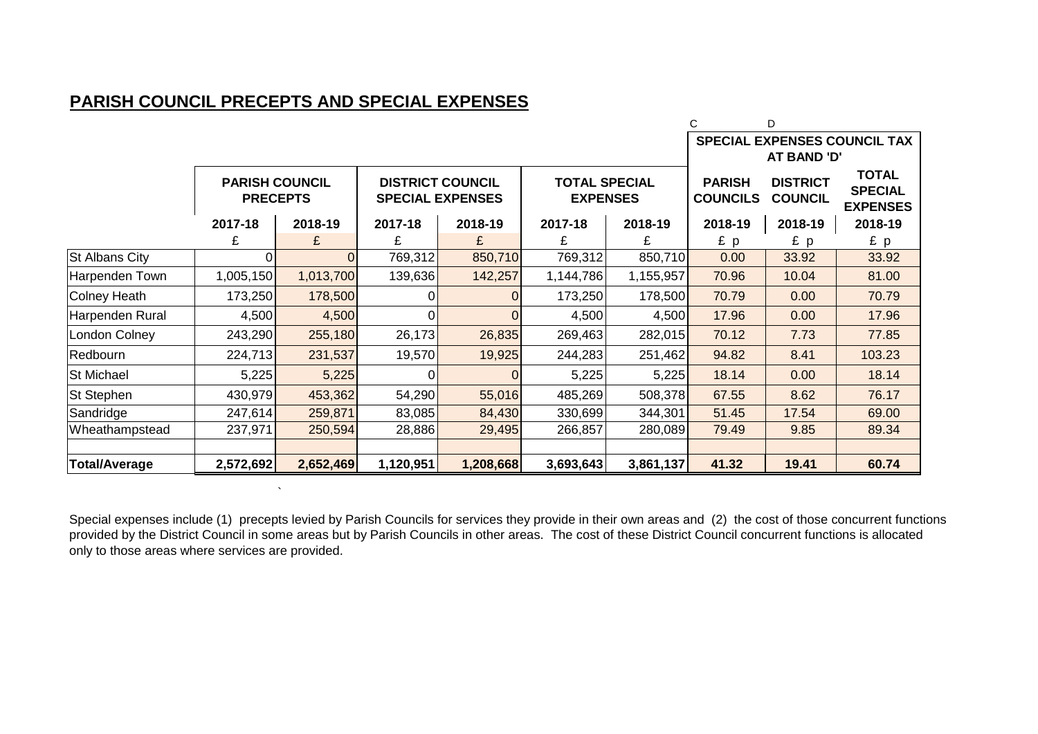## PARISH COUNCIL PRECEPTS AND SPECIAL EXPENSES

| | PARISH COUNCIL PRECEPTS | | DISTRICT COUNCIL SPECIAL EXPENSES | | TOTAL SPECIAL EXPENSES | | SPECIAL EXPENSES COUNCIL TAX AT BAND 'D' | | |
|---|---|---|---|---|---|---|---|---|---|
| | | | | | | | C PARISH COUNCILS | D DISTRICT COUNCIL | TOTAL SPECIAL EXPENSES |
| | 2017-18 | 2018-19 | 2017-18 | 2018-19 | 2017-18 | 2018-19 | 2018-19 | 2018-19 | 2018-19 |
| | £ | £ | £ | £ | £ | £ | £ p | £ p | £ p |
| St Albans City | 0 | 0 | 769,312 | 850,710 | 769,312 | 850,710 | 0.00 | 33.92 | 33.92 |
| Harpenden Town | 1,005,150 | 1,013,700 | 139,636 | 142,257 | 1,144,786 | 1,155,957 | 70.96 | 10.04 | 81.00 |
| Colney Heath | 173,250 | 178,500 | 0 | 0 | 173,250 | 178,500 | 70.79 | 0.00 | 70.79 |
| Harpenden Rural | 4,500 | 4,500 | 0 | 0 | 4,500 | 4,500 | 17.96 | 0.00 | 17.96 |
| London Colney | 243,290 | 255,180 | 26,173 | 26,835 | 269,463 | 282,015 | 70.12 | 7.73 | 77.85 |
| Redbourn | 224,713 | 231,537 | 19,570 | 19,925 | 244,283 | 251,462 | 94.82 | 8.41 | 103.23 |
| St Michael | 5,225 | 5,225 | 0 | 0 | 5,225 | 5,225 | 18.14 | 0.00 | 18.14 |
| St Stephen | 430,979 | 453,362 | 54,290 | 55,016 | 485,269 | 508,378 | 67.55 | 8.62 | 76.17 |
| Sandridge | 247,614 | 259,871 | 83,085 | 84,430 | 330,699 | 344,301 | 51.45 | 17.54 | 69.00 |
| Wheathampstead | 237,971 | 250,594 | 28,886 | 29,495 | 266,857 | 280,089 | 79.49 | 9.85 | 89.34 |
| | | | | | | | | | |
| **Total/Average** | **2,572,692** | **2,652,469** | **1,120,951** | **1,208,668** | **3,693,643** | **3,861,137** | **41.32** | **19.41** | **60.74** |

Special expenses include (1) precepts levied by Parish Councils for services they provide in their own areas and (2) the cost of those concurrent functions provided by the District Council in some areas but by Parish Councils in other areas. The cost of these District Council concurrent functions is allocated only to those areas where services are provided.